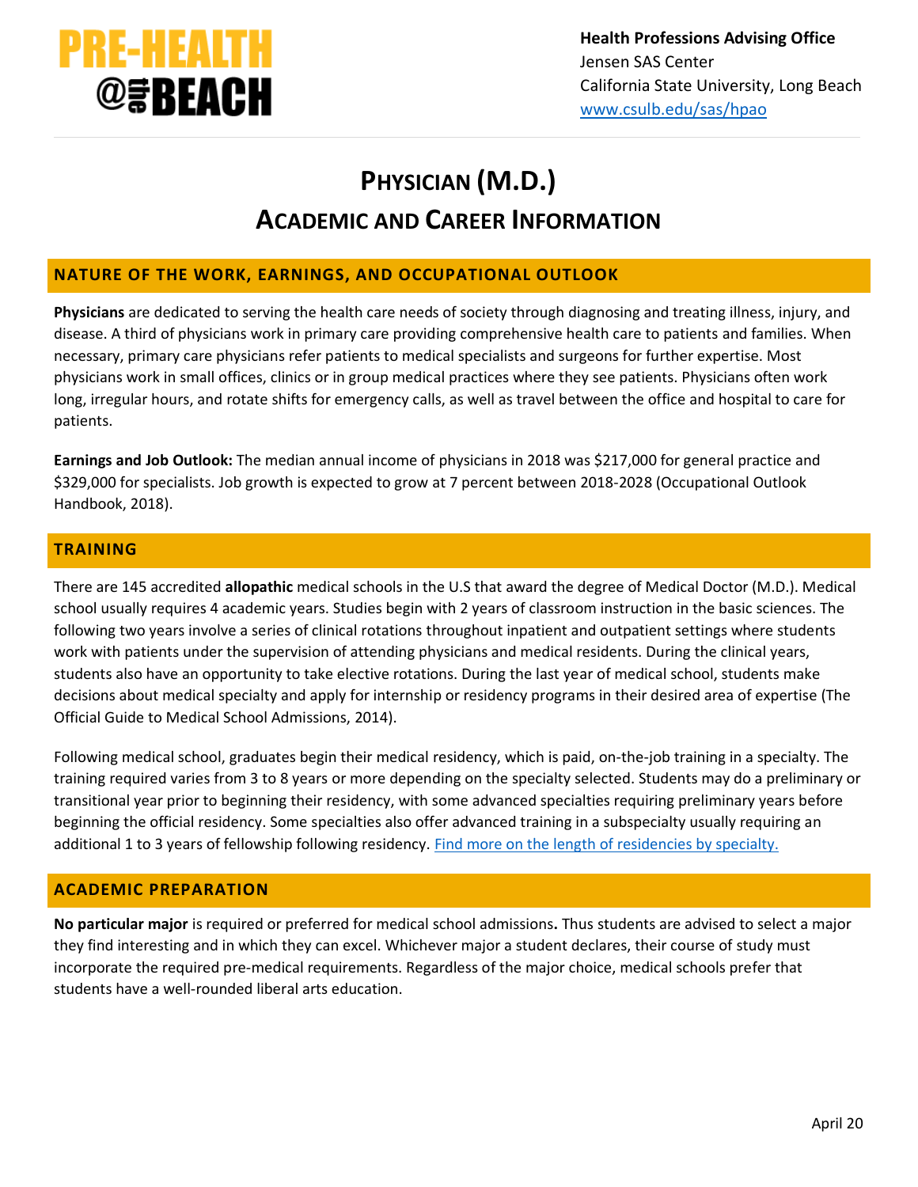PRE-HEALTH @the BEACH

**Health Professions Advising Office**
Jensen SAS Center
California State University, Long Beach
[www.csulb.edu/sas/hpao](www.csulb.edu/sas/hpao)

# PHYSICIAN (M.D.) ACADEMIC AND CAREER INFORMATION

## NATURE OF THE WORK, EARNINGS, AND OCCUPATIONAL OUTLOOK

**Physicians** are dedicated to serving the health care needs of society through diagnosing and treating illness, injury, and disease. A third of physicians work in primary care providing comprehensive health care to patients and families. When necessary, primary care physicians refer patients to medical specialists and surgeons for further expertise. Most physicians work in small offices, clinics or in group medical practices where they see patients. Physicians often work long, irregular hours, and rotate shifts for emergency calls, as well as travel between the office and hospital to care for patients.

**Earnings and Job Outlook:** The median annual income of physicians in 2018 was $217,000 for general practice and $329,000 for specialists. Job growth is expected to grow at 7 percent between 2018-2028 (Occupational Outlook Handbook, 2018).

## TRAINING

There are 145 accredited **allopathic** medical schools in the U.S that award the degree of Medical Doctor (M.D.). Medical school usually requires 4 academic years. Studies begin with 2 years of classroom instruction in the basic sciences. The following two years involve a series of clinical rotations throughout inpatient and outpatient settings where students work with patients under the supervision of attending physicians and medical residents. During the clinical years, students also have an opportunity to take elective rotations. During the last year of medical school, students make decisions about medical specialty and apply for internship or residency programs in their desired area of expertise (The Official Guide to Medical School Admissions, 2014).

Following medical school, graduates begin their medical residency, which is paid, on-the-job training in a specialty. The training required varies from 3 to 8 years or more depending on the specialty selected. Students may do a preliminary or transitional year prior to beginning their residency, with some advanced specialties requiring preliminary years before beginning the official residency. Some specialties also offer advanced training in a subspecialty usually requiring an additional 1 to 3 years of fellowship following residency. Find more on the length of residencies by specialty.

## ACADEMIC PREPARATION

**No particular major** is required or preferred for medical school admissions**.** Thus students are advised to select a major they find interesting and in which they can excel. Whichever major a student declares, their course of study must incorporate the required pre-medical requirements. Regardless of the major choice, medical schools prefer that students have a well-rounded liberal arts education.

April 20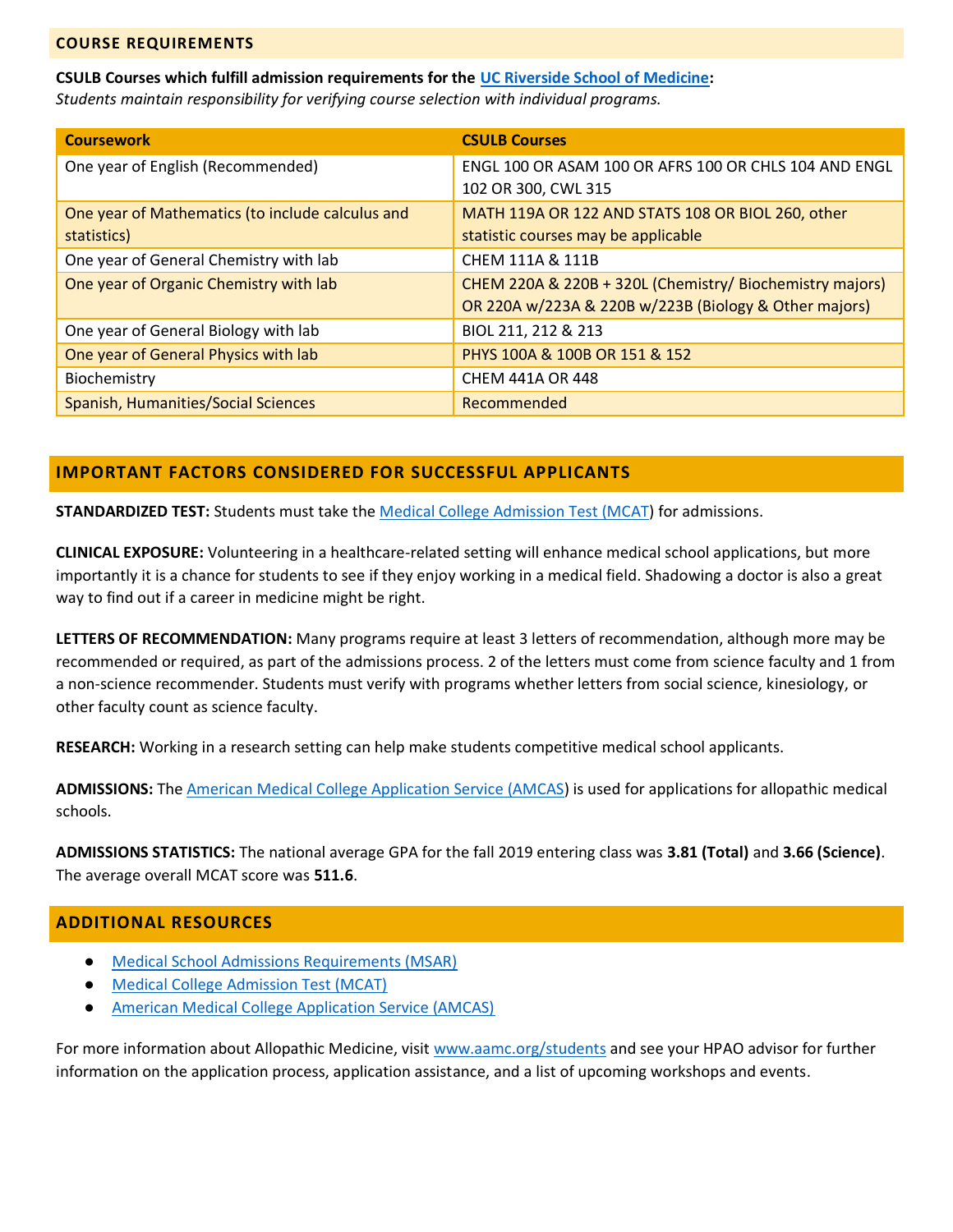## COURSE REQUIREMENTS

**CSULB Courses which fulfill admission requirements for the UC Riverside School of Medicine:**
*Students maintain responsibility for verifying course selection with individual programs.*

| Coursework | CSULB Courses |
|---|---|
| One year of English (Recommended) | ENGL 100 OR ASAM 100 OR AFRS 100 OR CHLS 104 AND ENGL 102 OR 300, CWL 315 |
| One year of Mathematics (to include calculus and statistics) | MATH 119A OR 122 AND STATS 108 OR BIOL 260, other statistic courses may be applicable |
| One year of General Chemistry with lab | CHEM 111A & 111B |
| One year of Organic Chemistry with lab | CHEM 220A & 220B + 320L (Chemistry/ Biochemistry majors) OR 220A w/223A & 220B w/223B (Biology & Other majors) |
| One year of General Biology with lab | BIOL 211, 212 & 213 |
| One year of General Physics with lab | PHYS 100A & 100B OR 151 & 152 |
| Biochemistry | CHEM 441A OR 448 |
| Spanish, Humanities/Social Sciences | Recommended |

## IMPORTANT FACTORS CONSIDERED FOR SUCCESSFUL APPLICANTS

**STANDARDIZED TEST:** Students must take the Medical College Admission Test (MCAT) for admissions.

**CLINICAL EXPOSURE:** Volunteering in a healthcare-related setting will enhance medical school applications, but more importantly it is a chance for students to see if they enjoy working in a medical field. Shadowing a doctor is also a great way to find out if a career in medicine might be right.

**LETTERS OF RECOMMENDATION:** Many programs require at least 3 letters of recommendation, although more may be recommended or required, as part of the admissions process. 2 of the letters must come from science faculty and 1 from a non-science recommender. Students must verify with programs whether letters from social science, kinesiology, or other faculty count as science faculty.

**RESEARCH:** Working in a research setting can help make students competitive medical school applicants.

**ADMISSIONS:** The American Medical College Application Service (AMCAS) is used for applications for allopathic medical schools.

**ADMISSIONS STATISTICS:** The national average GPA for the fall 2019 entering class was **3.81 (Total)** and **3.66 (Science)**. The average overall MCAT score was **511.6**.

## ADDITIONAL RESOURCES

- Medical School Admissions Requirements (MSAR)
- Medical College Admission Test (MCAT)
- American Medical College Application Service (AMCAS)

For more information about Allopathic Medicine, visit www.aamc.org/students and see your HPAO advisor for further information on the application process, application assistance, and a list of upcoming workshops and events.